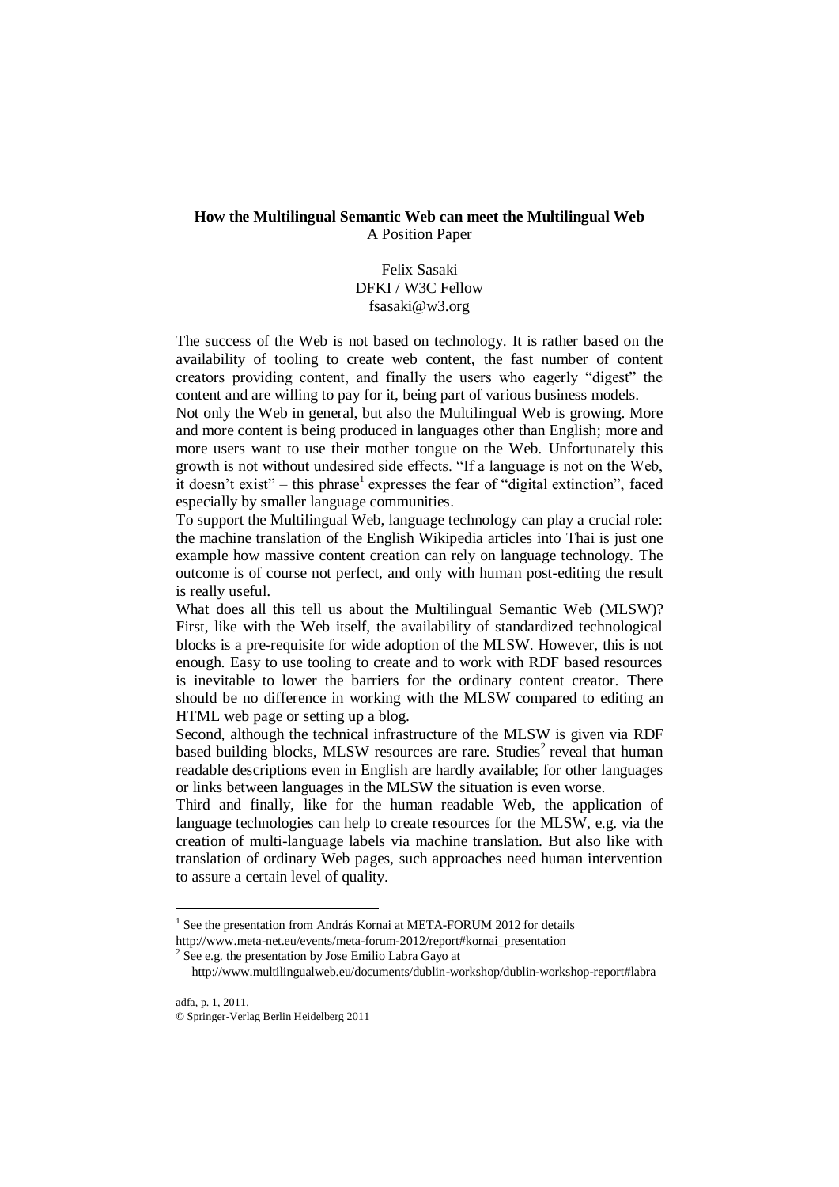# How the Multilingual Semantic Web can meet the Multilingual Web

A Position Paper

Felix Sasaki
DFKI / W3C Fellow
fsasaki@w3.org

The success of the Web is not based on technology. It is rather based on the availability of tooling to create web content, the fast number of content creators providing content, and finally the users who eagerly "digest" the content and are willing to pay for it, being part of various business models.

Not only the Web in general, but also the Multilingual Web is growing. More and more content is being produced in languages other than English; more and more users want to use their mother tongue on the Web. Unfortunately this growth is not without undesired side effects. "If a language is not on the Web, it doesn't exist" – this phrase[1] expresses the fear of "digital extinction", faced especially by smaller language communities.

To support the Multilingual Web, language technology can play a crucial role: the machine translation of the English Wikipedia articles into Thai is just one example how massive content creation can rely on language technology. The outcome is of course not perfect, and only with human post-editing the result is really useful.

What does all this tell us about the Multilingual Semantic Web (MLSW)? First, like with the Web itself, the availability of standardized technological blocks is a pre-requisite for wide adoption of the MLSW. However, this is not enough. Easy to use tooling to create and to work with RDF based resources is inevitable to lower the barriers for the ordinary content creator. There should be no difference in working with the MLSW compared to editing an HTML web page or setting up a blog.

Second, although the technical infrastructure of the MLSW is given via RDF based building blocks, MLSW resources are rare. Studies[2] reveal that human readable descriptions even in English are hardly available; for other languages or links between languages in the MLSW the situation is even worse.

Third and finally, like for the human readable Web, the application of language technologies can help to create resources for the MLSW, e.g. via the creation of multi-language labels via machine translation. But also like with translation of ordinary Web pages, such approaches need human intervention to assure a certain level of quality.

---

[1] See the presentation from András Kornai at META-FORUM 2012 for details http://www.meta-net.eu/events/meta-forum-2012/report#kornai_presentation

[2] See e.g. the presentation by Jose Emilio Labra Gayo at http://www.multilingualweb.eu/documents/dublin-workshop/dublin-workshop-report#labra

adfa, p. 1, 2011.
© Springer-Verlag Berlin Heidelberg 2011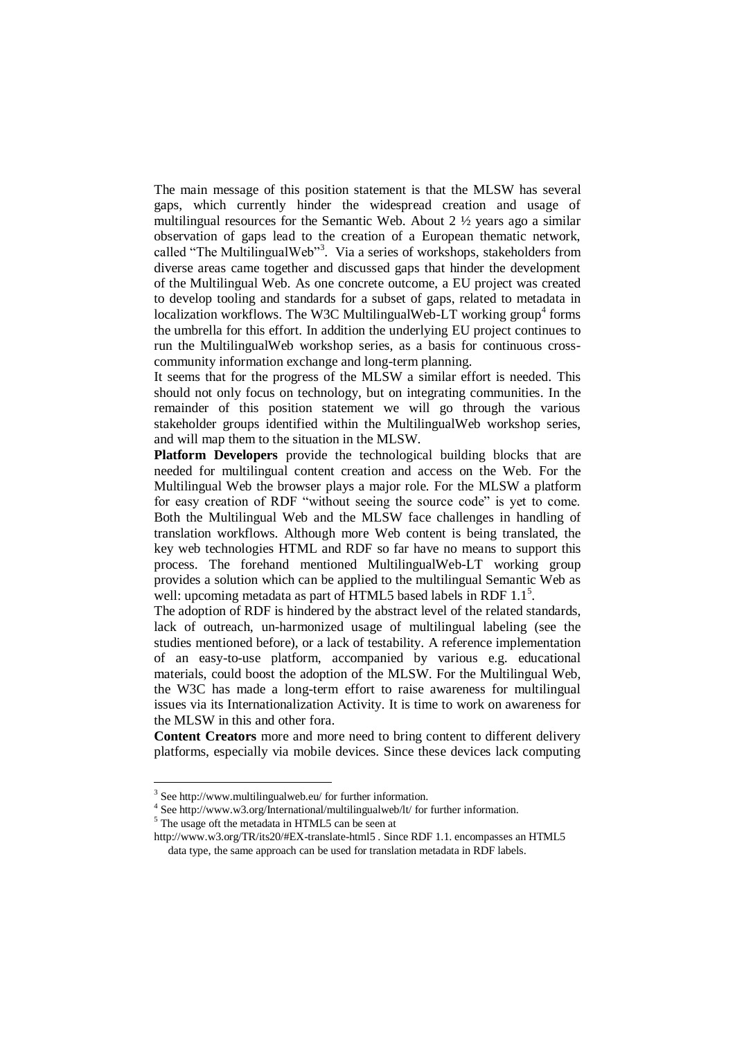The main message of this position statement is that the MLSW has several gaps, which currently hinder the widespread creation and usage of multilingual resources for the Semantic Web. About 2 ½ years ago a similar observation of gaps lead to the creation of a European thematic network, called "The MultilingualWeb"[3]. Via a series of workshops, stakeholders from diverse areas came together and discussed gaps that hinder the development of the Multilingual Web. As one concrete outcome, a EU project was created to develop tooling and standards for a subset of gaps, related to metadata in localization workflows. The W3C MultilingualWeb-LT working group[4] forms the umbrella for this effort. In addition the underlying EU project continues to run the MultilingualWeb workshop series, as a basis for continuous cross-community information exchange and long-term planning.

It seems that for the progress of the MLSW a similar effort is needed. This should not only focus on technology, but on integrating communities. In the remainder of this position statement we will go through the various stakeholder groups identified within the MultilingualWeb workshop series, and will map them to the situation in the MLSW.

**Platform Developers** provide the technological building blocks that are needed for multilingual content creation and access on the Web. For the Multilingual Web the browser plays a major role. For the MLSW a platform for easy creation of RDF "without seeing the source code" is yet to come. Both the Multilingual Web and the MLSW face challenges in handling of translation workflows. Although more Web content is being translated, the key web technologies HTML and RDF so far have no means to support this process. The forehand mentioned MultilingualWeb-LT working group provides a solution which can be applied to the multilingual Semantic Web as well: upcoming metadata as part of HTML5 based labels in RDF 1.1[5].

The adoption of RDF is hindered by the abstract level of the related standards, lack of outreach, un-harmonized usage of multilingual labeling (see the studies mentioned before), or a lack of testability. A reference implementation of an easy-to-use platform, accompanied by various e.g. educational materials, could boost the adoption of the MLSW. For the Multilingual Web, the W3C has made a long-term effort to raise awareness for multilingual issues via its Internationalization Activity. It is time to work on awareness for the MLSW in this and other fora.

**Content Creators** more and more need to bring content to different delivery platforms, especially via mobile devices. Since these devices lack computing

---

[3] See http://www.multilingualweb.eu/ for further information.

[4] See http://www.w3.org/International/multilingualweb/lt/ for further information.

[5] The usage oft the metadata in HTML5 can be seen at http://www.w3.org/TR/its20/#EX-translate-html5 . Since RDF 1.1. encompasses an HTML5 data type, the same approach can be used for translation metadata in RDF labels.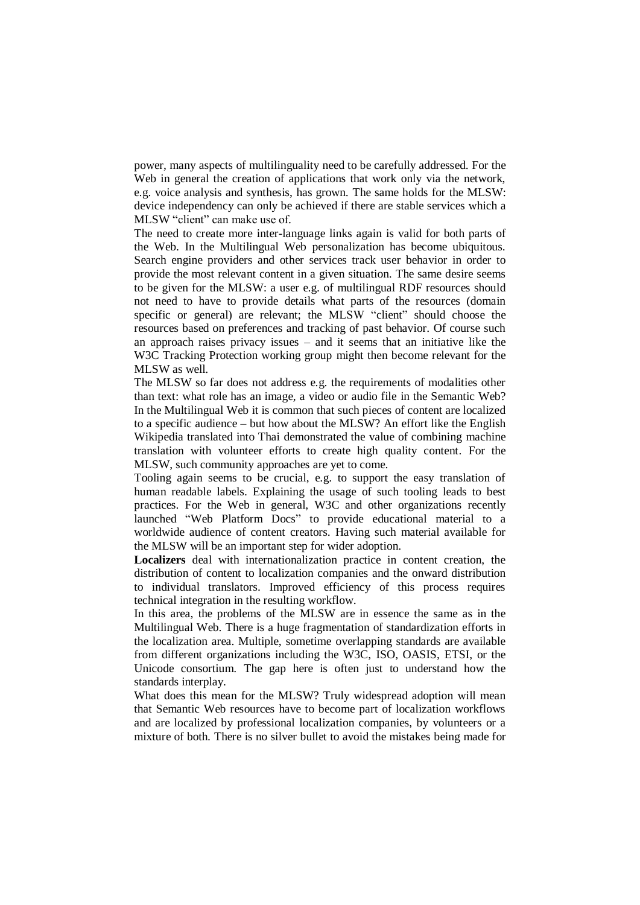power, many aspects of multilinguality need to be carefully addressed. For the Web in general the creation of applications that work only via the network, e.g. voice analysis and synthesis, has grown. The same holds for the MLSW: device independency can only be achieved if there are stable services which a MLSW "client" can make use of.

The need to create more inter-language links again is valid for both parts of the Web. In the Multilingual Web personalization has become ubiquitous. Search engine providers and other services track user behavior in order to provide the most relevant content in a given situation. The same desire seems to be given for the MLSW: a user e.g. of multilingual RDF resources should not need to have to provide details what parts of the resources (domain specific or general) are relevant; the MLSW "client" should choose the resources based on preferences and tracking of past behavior. Of course such an approach raises privacy issues – and it seems that an initiative like the W3C Tracking Protection working group might then become relevant for the MLSW as well.

The MLSW so far does not address e.g. the requirements of modalities other than text: what role has an image, a video or audio file in the Semantic Web? In the Multilingual Web it is common that such pieces of content are localized to a specific audience – but how about the MLSW? An effort like the English Wikipedia translated into Thai demonstrated the value of combining machine translation with volunteer efforts to create high quality content. For the MLSW, such community approaches are yet to come.

Tooling again seems to be crucial, e.g. to support the easy translation of human readable labels. Explaining the usage of such tooling leads to best practices. For the Web in general, W3C and other organizations recently launched "Web Platform Docs" to provide educational material to a worldwide audience of content creators. Having such material available for the MLSW will be an important step for wider adoption.

**Localizers** deal with internationalization practice in content creation, the distribution of content to localization companies and the onward distribution to individual translators. Improved efficiency of this process requires technical integration in the resulting workflow.

In this area, the problems of the MLSW are in essence the same as in the Multilingual Web. There is a huge fragmentation of standardization efforts in the localization area. Multiple, sometime overlapping standards are available from different organizations including the W3C, ISO, OASIS, ETSI, or the Unicode consortium. The gap here is often just to understand how the standards interplay.

What does this mean for the MLSW? Truly widespread adoption will mean that Semantic Web resources have to become part of localization workflows and are localized by professional localization companies, by volunteers or a mixture of both. There is no silver bullet to avoid the mistakes being made for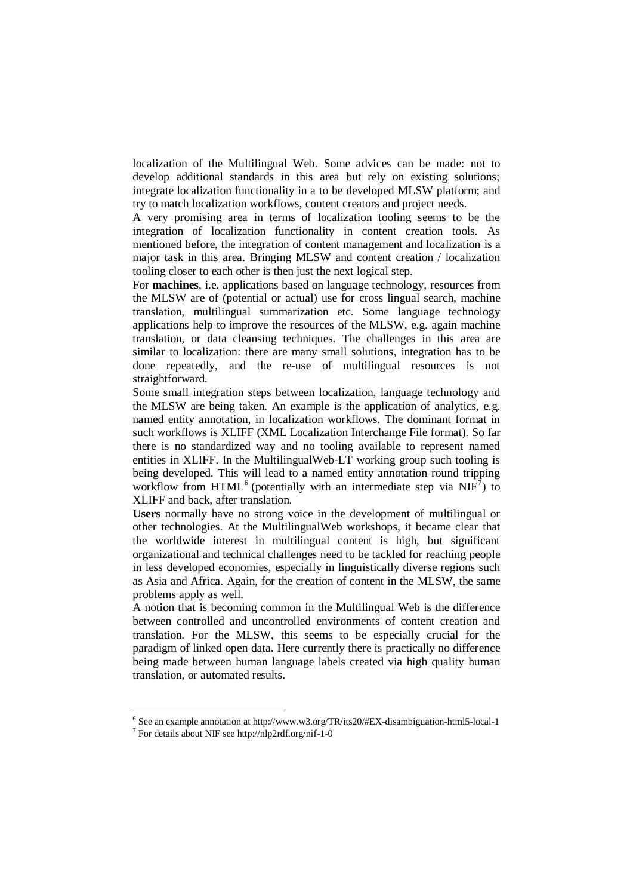localization of the Multilingual Web. Some advices can be made: not to develop additional standards in this area but rely on existing solutions; integrate localization functionality in a to be developed MLSW platform; and try to match localization workflows, content creators and project needs.

A very promising area in terms of localization tooling seems to be the integration of localization functionality in content creation tools. As mentioned before, the integration of content management and localization is a major task in this area. Bringing MLSW and content creation / localization tooling closer to each other is then just the next logical step.

For **machines**, i.e. applications based on language technology, resources from the MLSW are of (potential or actual) use for cross lingual search, machine translation, multilingual summarization etc. Some language technology applications help to improve the resources of the MLSW, e.g. again machine translation, or data cleansing techniques. The challenges in this area are similar to localization: there are many small solutions, integration has to be done repeatedly, and the re-use of multilingual resources is not straightforward.

Some small integration steps between localization, language technology and the MLSW are being taken. An example is the application of analytics, e.g. named entity annotation, in localization workflows. The dominant format in such workflows is XLIFF (XML Localization Interchange File format). So far there is no standardized way and no tooling available to represent named entities in XLIFF. In the MultilingualWeb-LT working group such tooling is being developed. This will lead to a named entity annotation round tripping workflow from HTML[6] (potentially with an intermediate step via NIF[7]) to XLIFF and back, after translation.

**Users** normally have no strong voice in the development of multilingual or other technologies. At the MultilingualWeb workshops, it became clear that the worldwide interest in multilingual content is high, but significant organizational and technical challenges need to be tackled for reaching people in less developed economies, especially in linguistically diverse regions such as Asia and Africa. Again, for the creation of content in the MLSW, the same problems apply as well.

A notion that is becoming common in the Multilingual Web is the difference between controlled and uncontrolled environments of content creation and translation. For the MLSW, this seems to be especially crucial for the paradigm of linked open data. Here currently there is practically no difference being made between human language labels created via high quality human translation, or automated results.

[6] See an example annotation at http://www.w3.org/TR/its20/#EX-disambiguation-html5-local-1

[7] For details about NIF see http://nlp2rdf.org/nif-1-0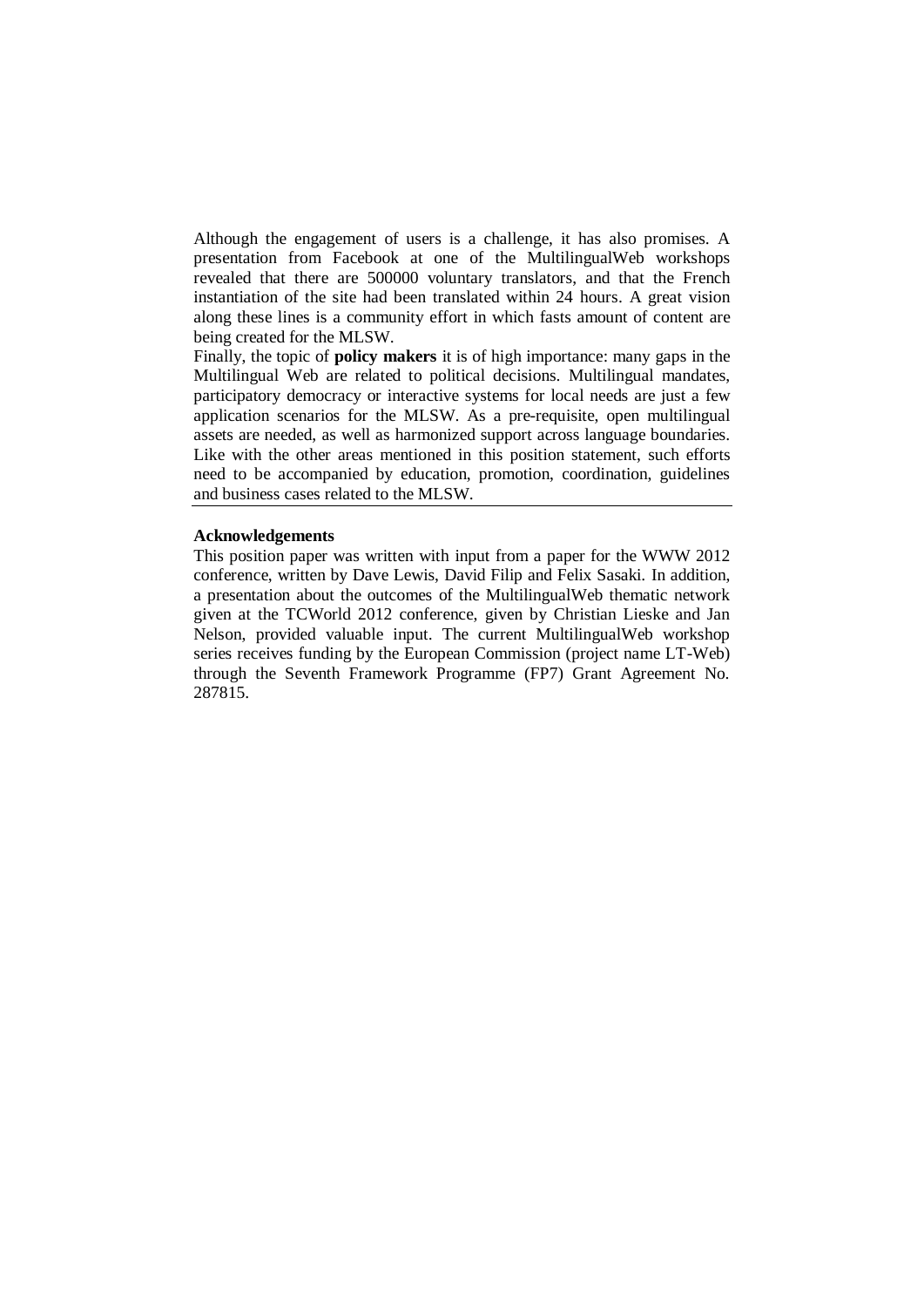Although the engagement of users is a challenge, it has also promises. A presentation from Facebook at one of the MultilingualWeb workshops revealed that there are 500000 voluntary translators, and that the French instantiation of the site had been translated within 24 hours. A great vision along these lines is a community effort in which fasts amount of content are being created for the MLSW.

Finally, the topic of **policy makers** it is of high importance: many gaps in the Multilingual Web are related to political decisions. Multilingual mandates, participatory democracy or interactive systems for local needs are just a few application scenarios for the MLSW. As a pre-requisite, open multilingual assets are needed, as well as harmonized support across language boundaries. Like with the other areas mentioned in this position statement, such efforts need to be accompanied by education, promotion, coordination, guidelines and business cases related to the MLSW.

---

**Acknowledgements**

This position paper was written with input from a paper for the WWW 2012 conference, written by Dave Lewis, David Filip and Felix Sasaki. In addition, a presentation about the outcomes of the MultilingualWeb thematic network given at the TCWorld 2012 conference, given by Christian Lieske and Jan Nelson, provided valuable input. The current MultilingualWeb workshop series receives funding by the European Commission (project name LT-Web) through the Seventh Framework Programme (FP7) Grant Agreement No. 287815.